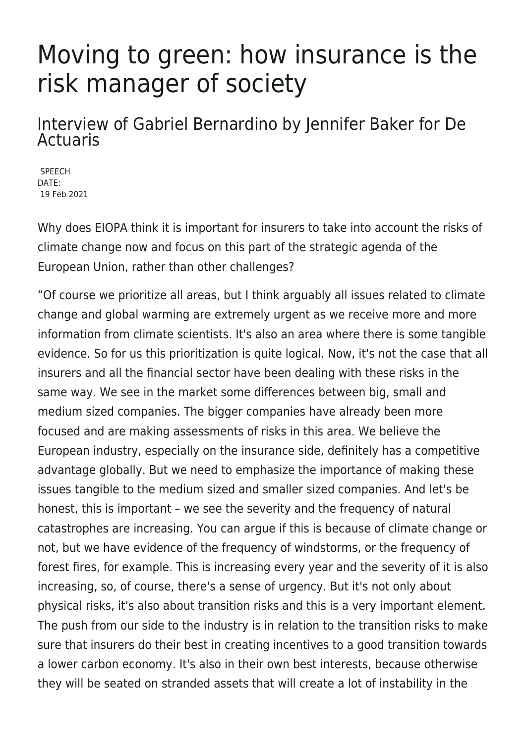# Moving to green: how insurance is the risk manager of society

## Interview of Gabriel Bernardino by Jennifer Baker for De Actuaris

SPEECH
DATE:
19 Feb 2021

Why does EIOPA think it is important for insurers to take into account the risks of climate change now and focus on this part of the strategic agenda of the European Union, rather than other challenges?

"Of course we prioritize all areas, but I think arguably all issues related to climate change and global warming are extremely urgent as we receive more and more information from climate scientists. It's also an area where there is some tangible evidence. So for us this prioritization is quite logical. Now, it's not the case that all insurers and all the financial sector have been dealing with these risks in the same way. We see in the market some differences between big, small and medium sized companies. The bigger companies have already been more focused and are making assessments of risks in this area. We believe the European industry, especially on the insurance side, definitely has a competitive advantage globally. But we need to emphasize the importance of making these issues tangible to the medium sized and smaller sized companies. And let's be honest, this is important – we see the severity and the frequency of natural catastrophes are increasing. You can argue if this is because of climate change or not, but we have evidence of the frequency of windstorms, or the frequency of forest fires, for example. This is increasing every year and the severity of it is also increasing, so, of course, there's a sense of urgency. But it's not only about physical risks, it's also about transition risks and this is a very important element. The push from our side to the industry is in relation to the transition risks to make sure that insurers do their best in creating incentives to a good transition towards a lower carbon economy. It's also in their own best interests, because otherwise they will be seated on stranded assets that will create a lot of instability in the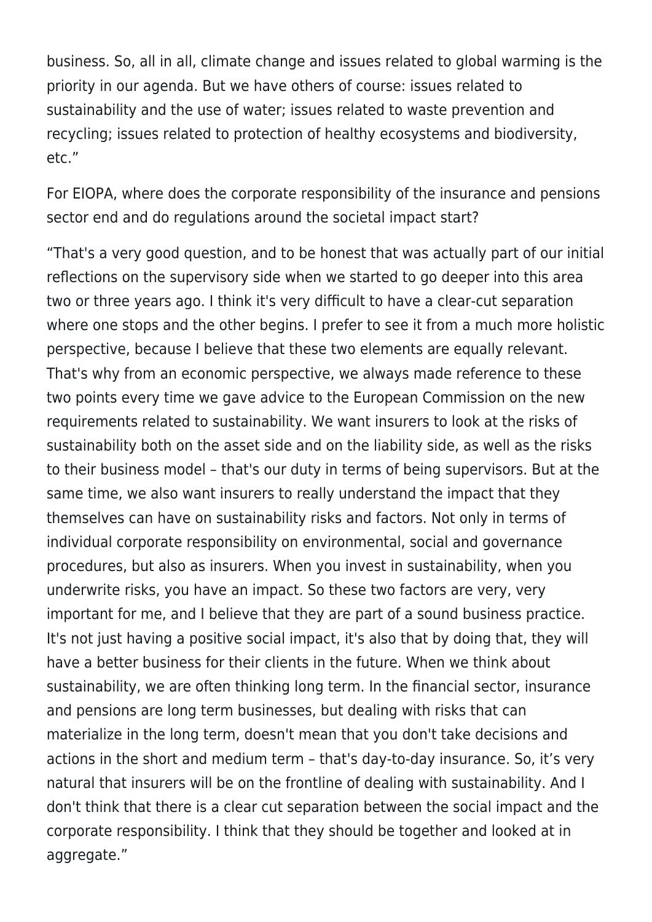business. So, all in all, climate change and issues related to global warming is the priority in our agenda. But we have others of course: issues related to sustainability and the use of water; issues related to waste prevention and recycling; issues related to protection of healthy ecosystems and biodiversity, etc."

For EIOPA, where does the corporate responsibility of the insurance and pensions sector end and do regulations around the societal impact start?

"That's a very good question, and to be honest that was actually part of our initial reflections on the supervisory side when we started to go deeper into this area two or three years ago. I think it's very difficult to have a clear-cut separation where one stops and the other begins. I prefer to see it from a much more holistic perspective, because I believe that these two elements are equally relevant. That's why from an economic perspective, we always made reference to these two points every time we gave advice to the European Commission on the new requirements related to sustainability. We want insurers to look at the risks of sustainability both on the asset side and on the liability side, as well as the risks to their business model – that's our duty in terms of being supervisors. But at the same time, we also want insurers to really understand the impact that they themselves can have on sustainability risks and factors. Not only in terms of individual corporate responsibility on environmental, social and governance procedures, but also as insurers. When you invest in sustainability, when you underwrite risks, you have an impact. So these two factors are very, very important for me, and I believe that they are part of a sound business practice. It's not just having a positive social impact, it's also that by doing that, they will have a better business for their clients in the future. When we think about sustainability, we are often thinking long term. In the financial sector, insurance and pensions are long term businesses, but dealing with risks that can materialize in the long term, doesn't mean that you don't take decisions and actions in the short and medium term – that's day-to-day insurance. So, it's very natural that insurers will be on the frontline of dealing with sustainability. And I don't think that there is a clear cut separation between the social impact and the corporate responsibility. I think that they should be together and looked at in aggregate."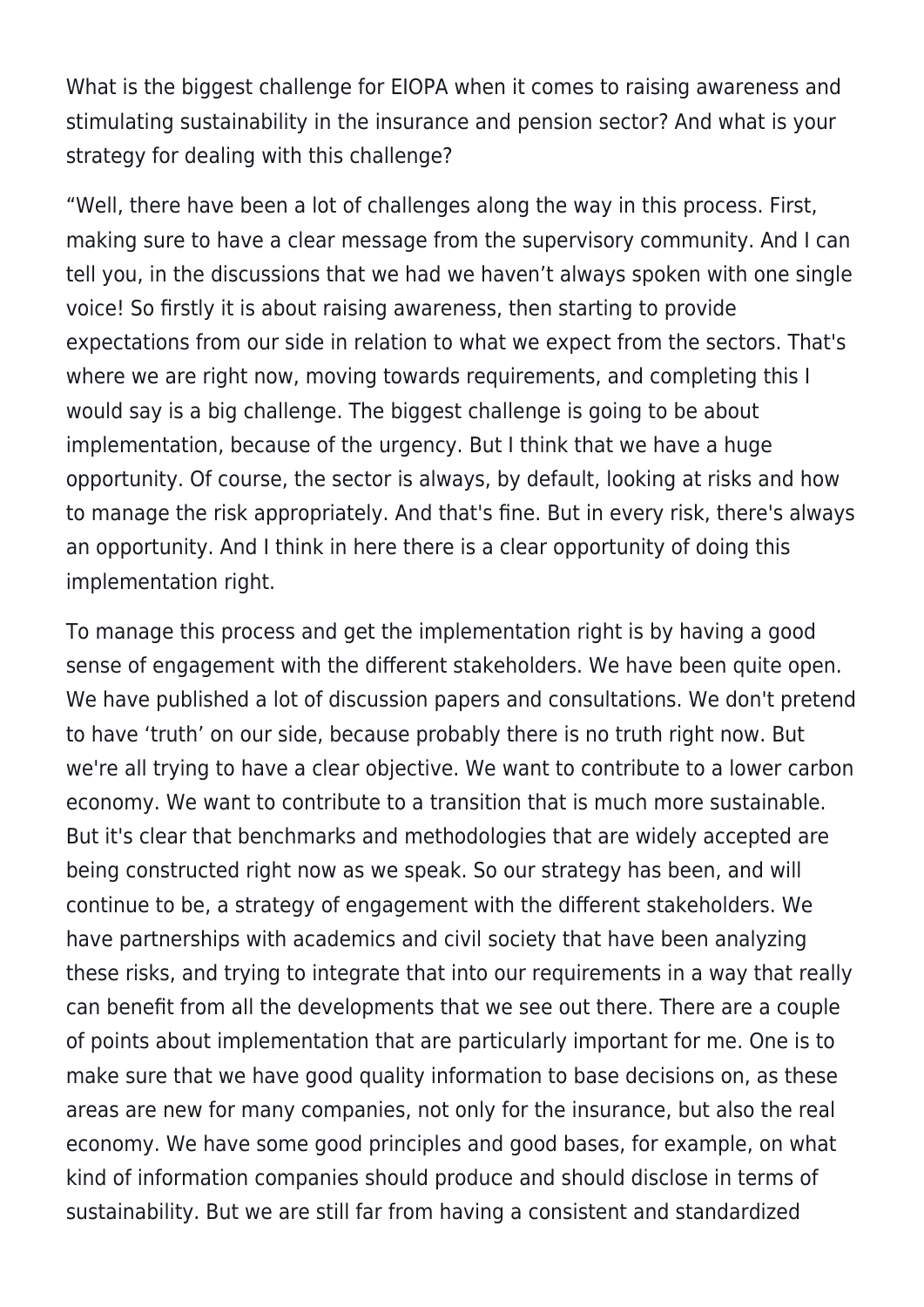What is the biggest challenge for EIOPA when it comes to raising awareness and stimulating sustainability in the insurance and pension sector? And what is your strategy for dealing with this challenge?

"Well, there have been a lot of challenges along the way in this process. First, making sure to have a clear message from the supervisory community. And I can tell you, in the discussions that we had we haven't always spoken with one single voice! So firstly it is about raising awareness, then starting to provide expectations from our side in relation to what we expect from the sectors. That's where we are right now, moving towards requirements, and completing this I would say is a big challenge. The biggest challenge is going to be about implementation, because of the urgency. But I think that we have a huge opportunity. Of course, the sector is always, by default, looking at risks and how to manage the risk appropriately. And that's fine. But in every risk, there's always an opportunity. And I think in here there is a clear opportunity of doing this implementation right.

To manage this process and get the implementation right is by having a good sense of engagement with the different stakeholders. We have been quite open. We have published a lot of discussion papers and consultations. We don't pretend to have 'truth' on our side, because probably there is no truth right now. But we're all trying to have a clear objective. We want to contribute to a lower carbon economy. We want to contribute to a transition that is much more sustainable. But it's clear that benchmarks and methodologies that are widely accepted are being constructed right now as we speak. So our strategy has been, and will continue to be, a strategy of engagement with the different stakeholders. We have partnerships with academics and civil society that have been analyzing these risks, and trying to integrate that into our requirements in a way that really can benefit from all the developments that we see out there. There are a couple of points about implementation that are particularly important for me. One is to make sure that we have good quality information to base decisions on, as these areas are new for many companies, not only for the insurance, but also the real economy. We have some good principles and good bases, for example, on what kind of information companies should produce and should disclose in terms of sustainability. But we are still far from having a consistent and standardized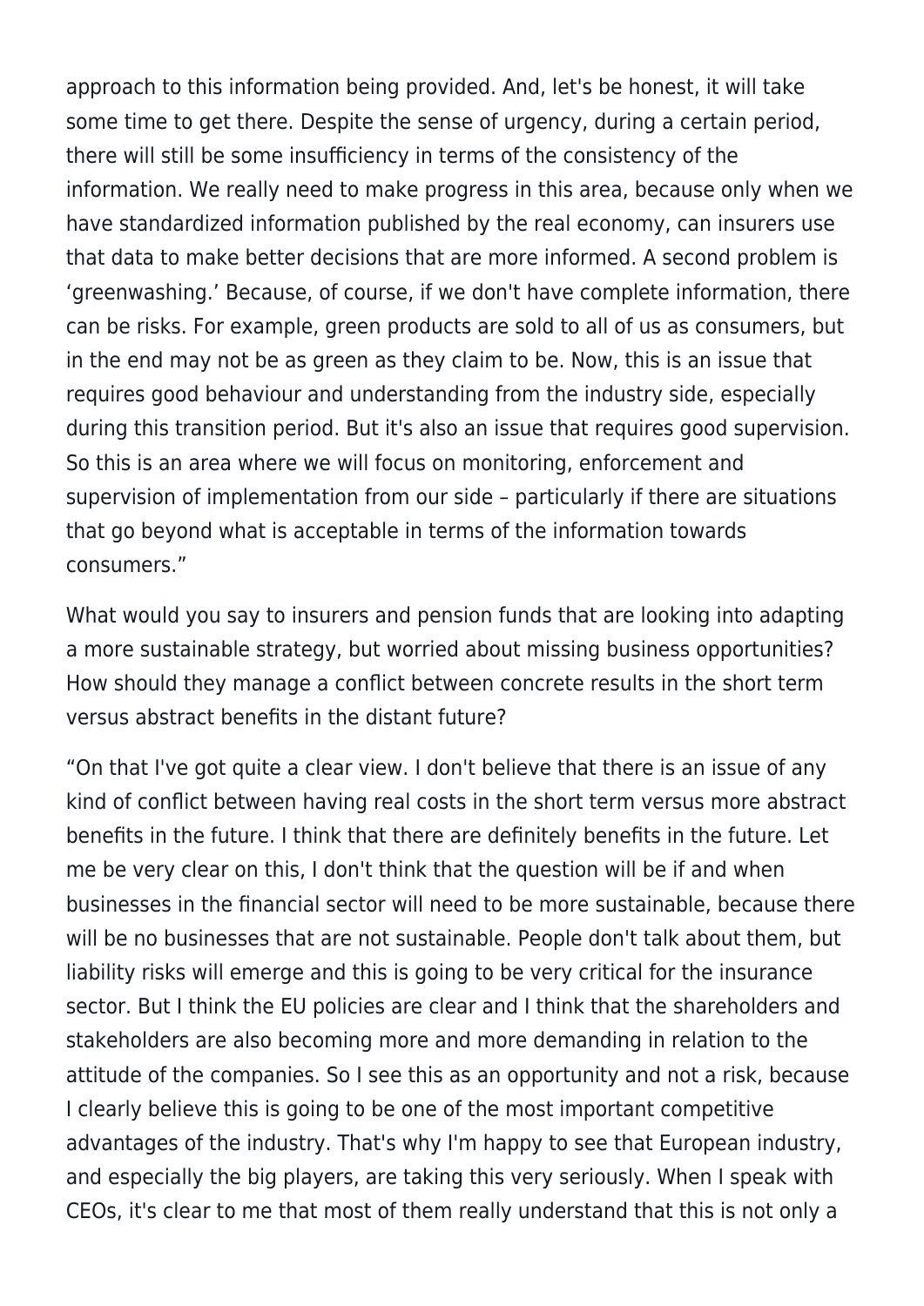approach to this information being provided. And, let's be honest, it will take some time to get there. Despite the sense of urgency, during a certain period, there will still be some insufficiency in terms of the consistency of the information. We really need to make progress in this area, because only when we have standardized information published by the real economy, can insurers use that data to make better decisions that are more informed. A second problem is 'greenwashing.' Because, of course, if we don't have complete information, there can be risks. For example, green products are sold to all of us as consumers, but in the end may not be as green as they claim to be. Now, this is an issue that requires good behaviour and understanding from the industry side, especially during this transition period. But it's also an issue that requires good supervision. So this is an area where we will focus on monitoring, enforcement and supervision of implementation from our side – particularly if there are situations that go beyond what is acceptable in terms of the information towards consumers."

What would you say to insurers and pension funds that are looking into adapting a more sustainable strategy, but worried about missing business opportunities? How should they manage a conflict between concrete results in the short term versus abstract benefits in the distant future?

"On that I've got quite a clear view. I don't believe that there is an issue of any kind of conflict between having real costs in the short term versus more abstract benefits in the future. I think that there are definitely benefits in the future. Let me be very clear on this, I don't think that the question will be if and when businesses in the financial sector will need to be more sustainable, because there will be no businesses that are not sustainable. People don't talk about them, but liability risks will emerge and this is going to be very critical for the insurance sector. But I think the EU policies are clear and I think that the shareholders and stakeholders are also becoming more and more demanding in relation to the attitude of the companies. So I see this as an opportunity and not a risk, because I clearly believe this is going to be one of the most important competitive advantages of the industry. That's why I'm happy to see that European industry, and especially the big players, are taking this very seriously. When I speak with CEOs, it's clear to me that most of them really understand that this is not only a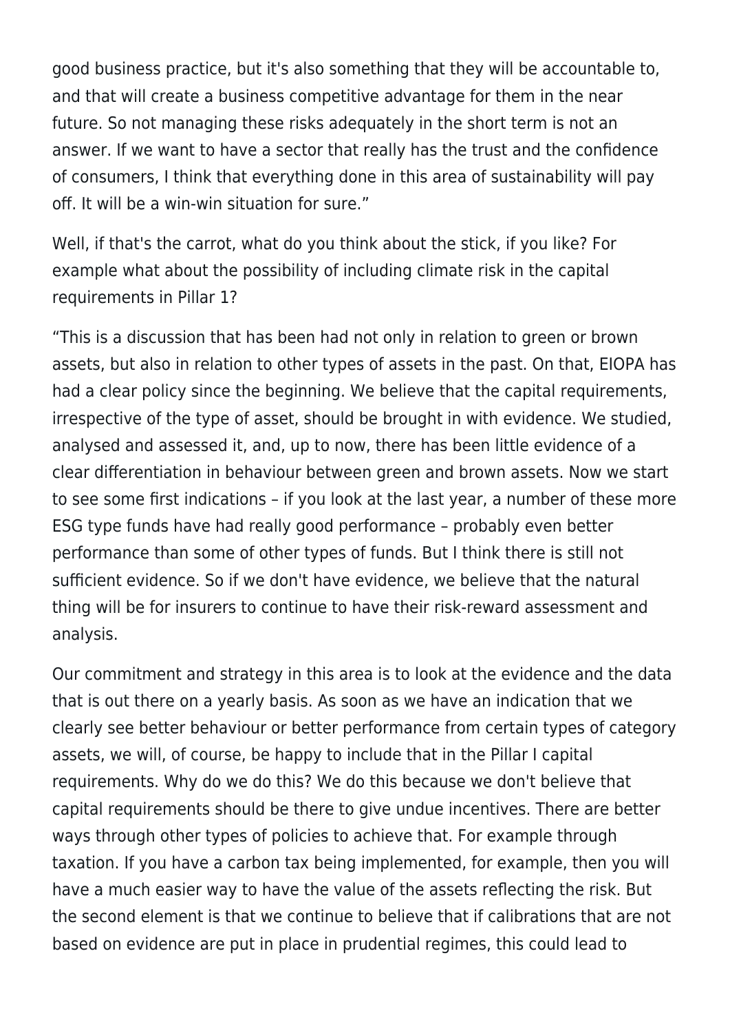good business practice, but it's also something that they will be accountable to, and that will create a business competitive advantage for them in the near future. So not managing these risks adequately in the short term is not an answer. If we want to have a sector that really has the trust and the confidence of consumers, I think that everything done in this area of sustainability will pay off. It will be a win-win situation for sure."

Well, if that's the carrot, what do you think about the stick, if you like? For example what about the possibility of including climate risk in the capital requirements in Pillar 1?

"This is a discussion that has been had not only in relation to green or brown assets, but also in relation to other types of assets in the past. On that, EIOPA has had a clear policy since the beginning. We believe that the capital requirements, irrespective of the type of asset, should be brought in with evidence. We studied, analysed and assessed it, and, up to now, there has been little evidence of a clear differentiation in behaviour between green and brown assets. Now we start to see some first indications – if you look at the last year, a number of these more ESG type funds have had really good performance – probably even better performance than some of other types of funds. But I think there is still not sufficient evidence. So if we don't have evidence, we believe that the natural thing will be for insurers to continue to have their risk-reward assessment and analysis.

Our commitment and strategy in this area is to look at the evidence and the data that is out there on a yearly basis. As soon as we have an indication that we clearly see better behaviour or better performance from certain types of category assets, we will, of course, be happy to include that in the Pillar I capital requirements. Why do we do this? We do this because we don't believe that capital requirements should be there to give undue incentives. There are better ways through other types of policies to achieve that. For example through taxation. If you have a carbon tax being implemented, for example, then you will have a much easier way to have the value of the assets reflecting the risk. But the second element is that we continue to believe that if calibrations that are not based on evidence are put in place in prudential regimes, this could lead to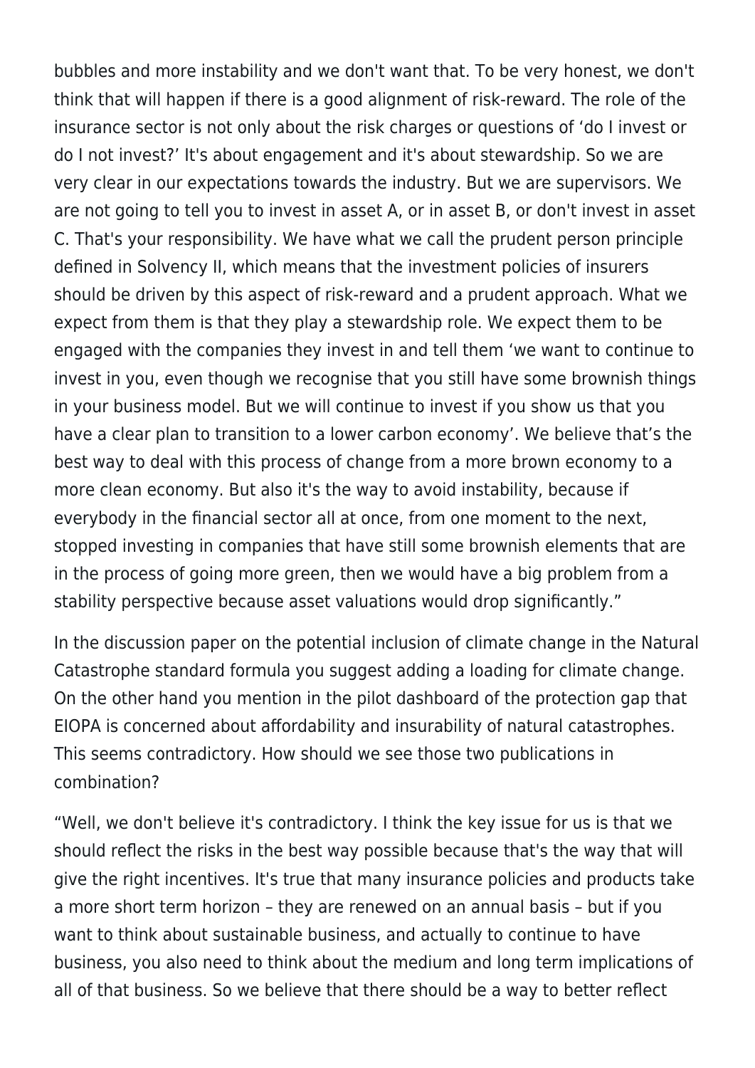bubbles and more instability and we don't want that. To be very honest, we don't think that will happen if there is a good alignment of risk-reward. The role of the insurance sector is not only about the risk charges or questions of 'do I invest or do I not invest?' It's about engagement and it's about stewardship. So we are very clear in our expectations towards the industry. But we are supervisors. We are not going to tell you to invest in asset A, or in asset B, or don't invest in asset C. That's your responsibility. We have what we call the prudent person principle defined in Solvency II, which means that the investment policies of insurers should be driven by this aspect of risk-reward and a prudent approach. What we expect from them is that they play a stewardship role. We expect them to be engaged with the companies they invest in and tell them 'we want to continue to invest in you, even though we recognise that you still have some brownish things in your business model. But we will continue to invest if you show us that you have a clear plan to transition to a lower carbon economy'. We believe that's the best way to deal with this process of change from a more brown economy to a more clean economy. But also it's the way to avoid instability, because if everybody in the financial sector all at once, from one moment to the next, stopped investing in companies that have still some brownish elements that are in the process of going more green, then we would have a big problem from a stability perspective because asset valuations would drop significantly."

In the discussion paper on the potential inclusion of climate change in the Natural Catastrophe standard formula you suggest adding a loading for climate change. On the other hand you mention in the pilot dashboard of the protection gap that EIOPA is concerned about affordability and insurability of natural catastrophes. This seems contradictory. How should we see those two publications in combination?

"Well, we don't believe it's contradictory. I think the key issue for us is that we should reflect the risks in the best way possible because that's the way that will give the right incentives. It's true that many insurance policies and products take a more short term horizon – they are renewed on an annual basis – but if you want to think about sustainable business, and actually to continue to have business, you also need to think about the medium and long term implications of all of that business. So we believe that there should be a way to better reflect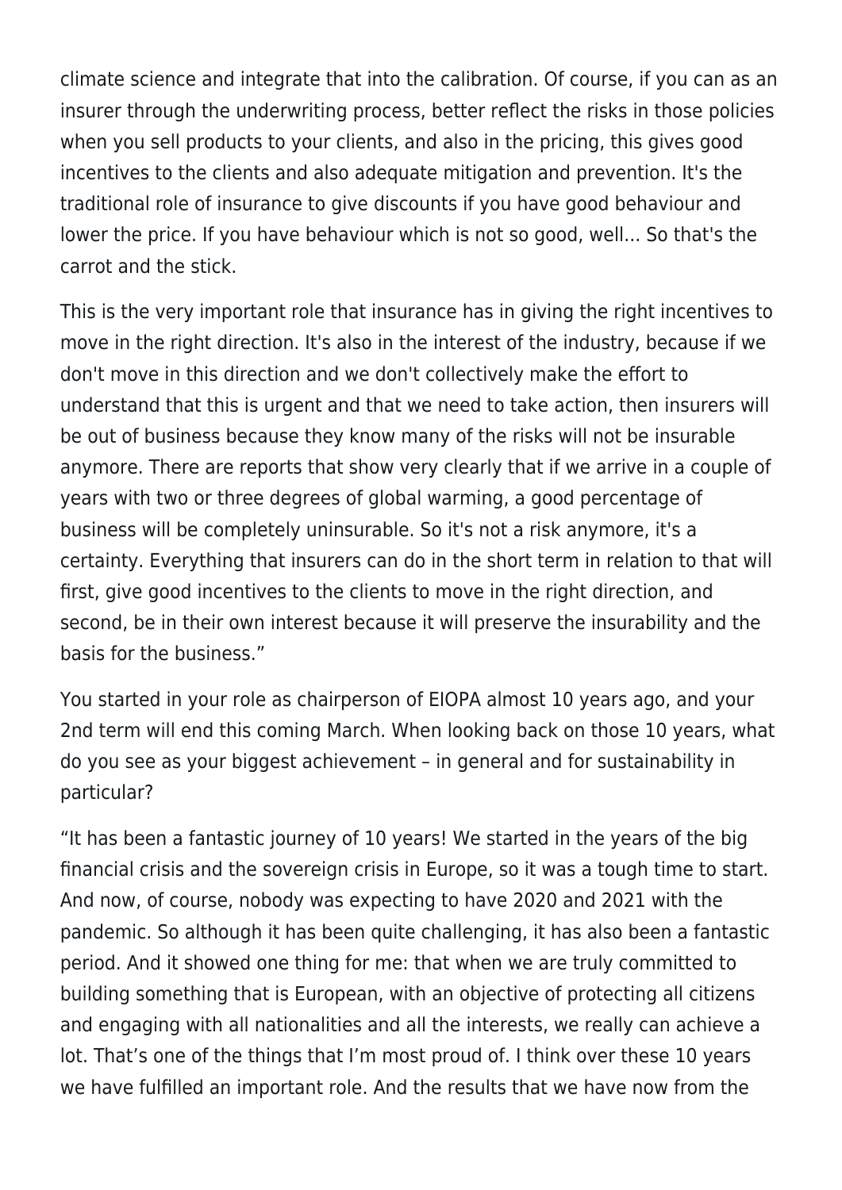climate science and integrate that into the calibration. Of course, if you can as an insurer through the underwriting process, better reflect the risks in those policies when you sell products to your clients, and also in the pricing, this gives good incentives to the clients and also adequate mitigation and prevention. It's the traditional role of insurance to give discounts if you have good behaviour and lower the price. If you have behaviour which is not so good, well... So that's the carrot and the stick.

This is the very important role that insurance has in giving the right incentives to move in the right direction. It's also in the interest of the industry, because if we don't move in this direction and we don't collectively make the effort to understand that this is urgent and that we need to take action, then insurers will be out of business because they know many of the risks will not be insurable anymore. There are reports that show very clearly that if we arrive in a couple of years with two or three degrees of global warming, a good percentage of business will be completely uninsurable. So it's not a risk anymore, it's a certainty. Everything that insurers can do in the short term in relation to that will first, give good incentives to the clients to move in the right direction, and second, be in their own interest because it will preserve the insurability and the basis for the business."

You started in your role as chairperson of EIOPA almost 10 years ago, and your 2nd term will end this coming March. When looking back on those 10 years, what do you see as your biggest achievement – in general and for sustainability in particular?

"It has been a fantastic journey of 10 years! We started in the years of the big financial crisis and the sovereign crisis in Europe, so it was a tough time to start. And now, of course, nobody was expecting to have 2020 and 2021 with the pandemic. So although it has been quite challenging, it has also been a fantastic period. And it showed one thing for me: that when we are truly committed to building something that is European, with an objective of protecting all citizens and engaging with all nationalities and all the interests, we really can achieve a lot. That's one of the things that I'm most proud of. I think over these 10 years we have fulfilled an important role. And the results that we have now from the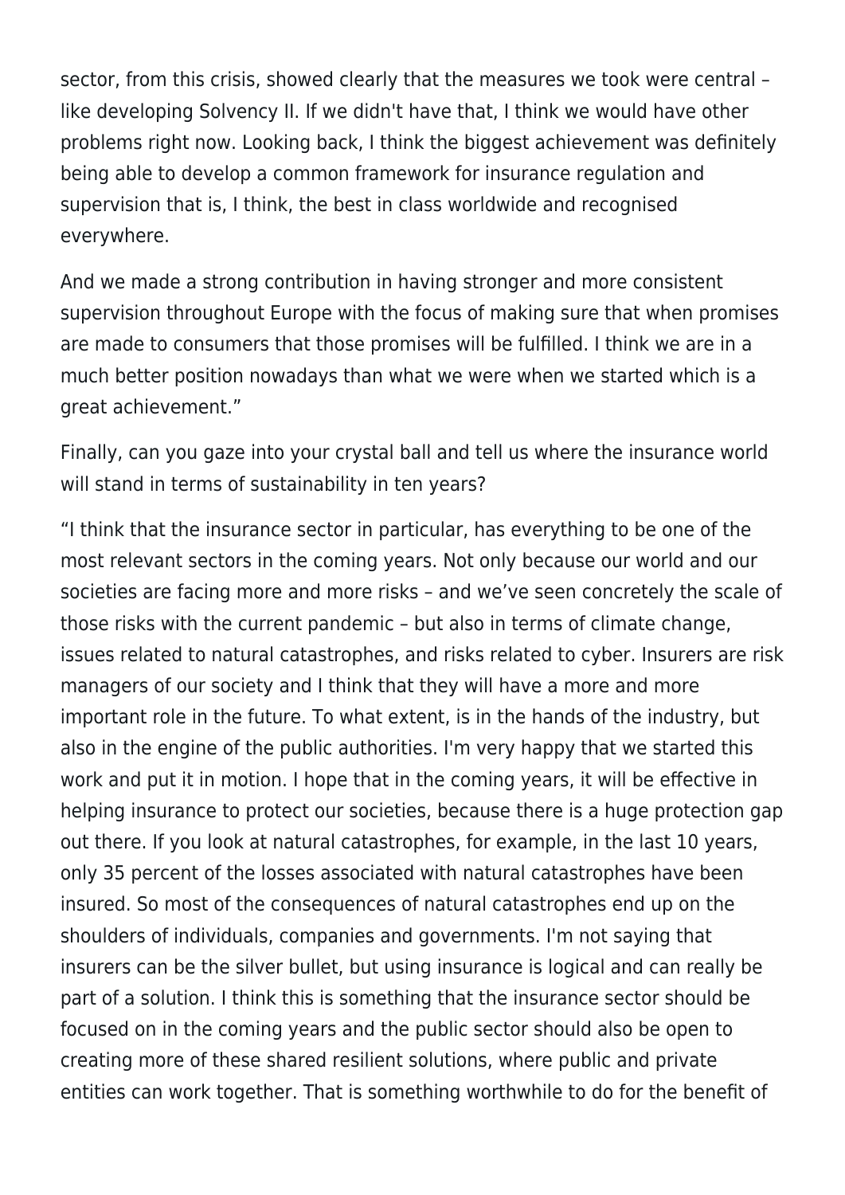sector, from this crisis, showed clearly that the measures we took were central – like developing Solvency II. If we didn't have that, I think we would have other problems right now. Looking back, I think the biggest achievement was definitely being able to develop a common framework for insurance regulation and supervision that is, I think, the best in class worldwide and recognised everywhere.

And we made a strong contribution in having stronger and more consistent supervision throughout Europe with the focus of making sure that when promises are made to consumers that those promises will be fulfilled. I think we are in a much better position nowadays than what we were when we started which is a great achievement."

Finally, can you gaze into your crystal ball and tell us where the insurance world will stand in terms of sustainability in ten years?

"I think that the insurance sector in particular, has everything to be one of the most relevant sectors in the coming years. Not only because our world and our societies are facing more and more risks – and we've seen concretely the scale of those risks with the current pandemic – but also in terms of climate change, issues related to natural catastrophes, and risks related to cyber. Insurers are risk managers of our society and I think that they will have a more and more important role in the future. To what extent, is in the hands of the industry, but also in the engine of the public authorities. I'm very happy that we started this work and put it in motion. I hope that in the coming years, it will be effective in helping insurance to protect our societies, because there is a huge protection gap out there. If you look at natural catastrophes, for example, in the last 10 years, only 35 percent of the losses associated with natural catastrophes have been insured. So most of the consequences of natural catastrophes end up on the shoulders of individuals, companies and governments. I'm not saying that insurers can be the silver bullet, but using insurance is logical and can really be part of a solution. I think this is something that the insurance sector should be focused on in the coming years and the public sector should also be open to creating more of these shared resilient solutions, where public and private entities can work together. That is something worthwhile to do for the benefit of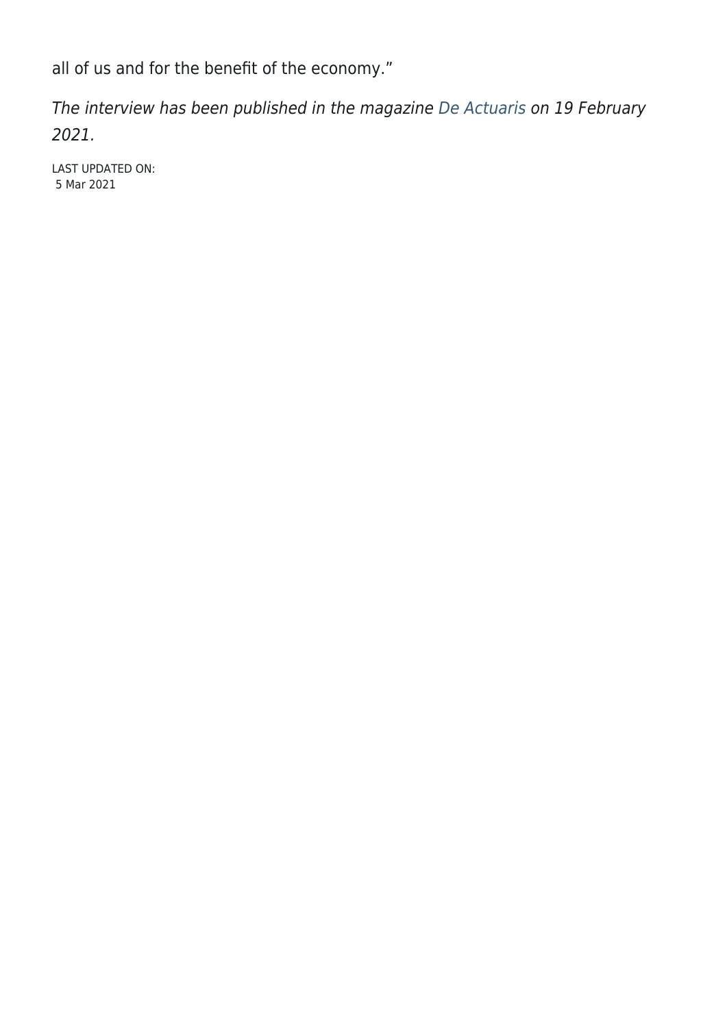all of us and for the benefit of the economy.”

*The interview has been published in the magazine De Actuaris on 19 February 2021.*

LAST UPDATED ON:
5 Mar 2021